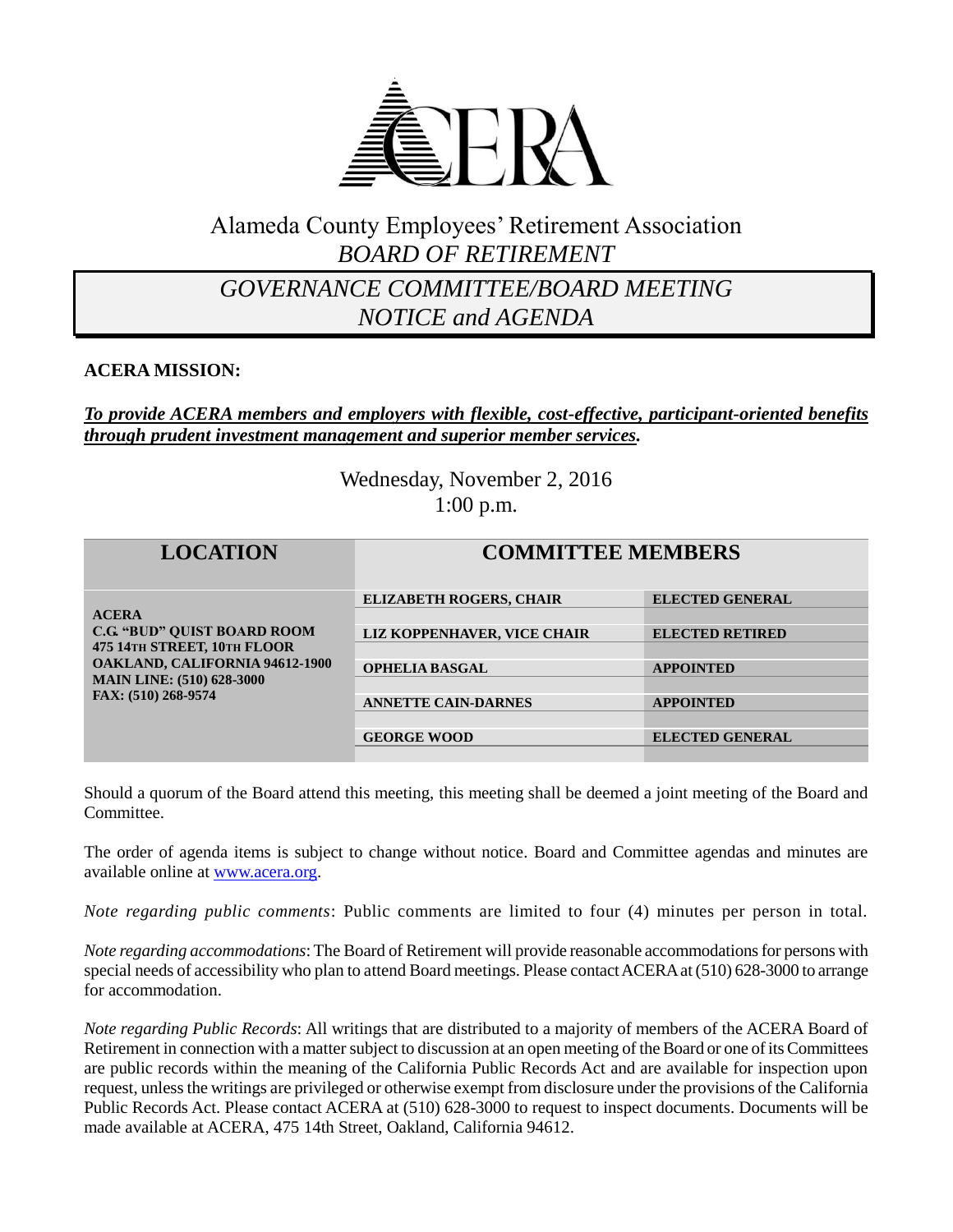# Alameda County Employees' Retirement Association

## *BOARD OF RETIREMENT*

## *GOVERNANCE COMMITTEE/BOARD MEETING NOTICE and AGENDA*

**ACERA MISSION:**

***To provide ACERA members and employers with flexible, cost-effective, participant-oriented benefits through prudent investment management and superior member services.***

Wednesday, November 2, 2016
1:00 p.m.

| LOCATION | COMMITTEE MEMBERS | |
|---|---|---|
| **ACERA**<br>**C.G. "BUD" QUIST BOARD ROOM**<br>**475 14TH STREET, 10TH FLOOR**<br>**OAKLAND, CALIFORNIA 94612-1900**<br>**MAIN LINE: (510) 628-3000**<br>**FAX: (510) 268-9574** | **ELIZABETH ROGERS, CHAIR** | **ELECTED GENERAL** |
| | **LIZ KOPPENHAVER, VICE CHAIR** | **ELECTED RETIRED** |
| | **OPHELIA BASGAL** | **APPOINTED** |
| | **ANNETTE CAIN-DARNES** | **APPOINTED** |
| | **GEORGE WOOD** | **ELECTED GENERAL** |

Should a quorum of the Board attend this meeting, this meeting shall be deemed a joint meeting of the Board and Committee.

The order of agenda items is subject to change without notice. Board and Committee agendas and minutes are available online at www.acera.org.

*Note regarding public comments*: Public comments are limited to four (4) minutes per person in total.

*Note regarding accommodations*: The Board of Retirement will provide reasonable accommodations for persons with special needs of accessibility who plan to attend Board meetings. Please contact ACERA at (510) 628-3000 to arrange for accommodation.

*Note regarding Public Records*: All writings that are distributed to a majority of members of the ACERA Board of Retirement in connection with a matter subject to discussion at an open meeting of the Board or one of its Committees are public records within the meaning of the California Public Records Act and are available for inspection upon request, unless the writings are privileged or otherwise exempt from disclosure under the provisions of the California Public Records Act. Please contact ACERA at (510) 628-3000 to request to inspect documents. Documents will be made available at ACERA, 475 14th Street, Oakland, California 94612.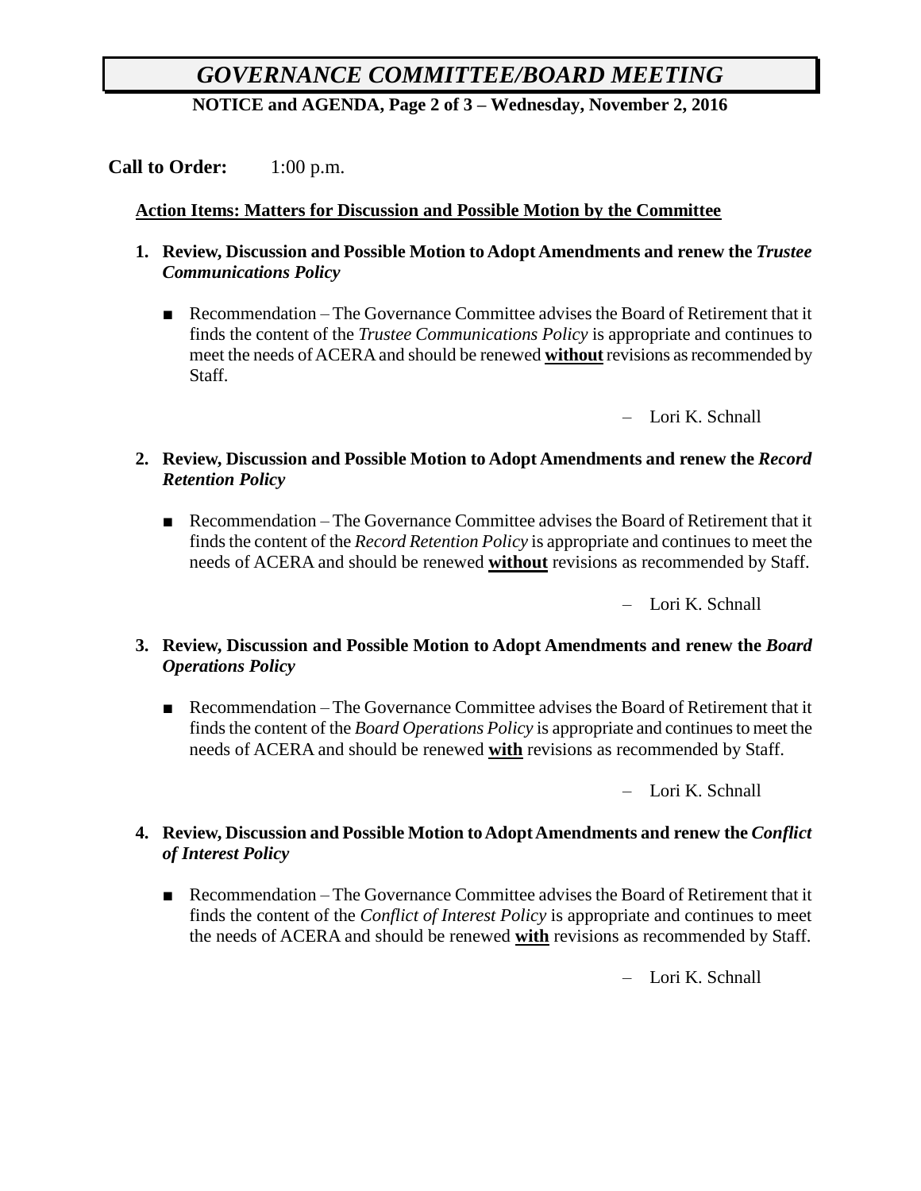# *GOVERNANCE COMMITTEE/BOARD MEETING*

**NOTICE and AGENDA, Page 2 of 3 – Wednesday, November 2, 2016**

**Call to Order:** 1:00 p.m.

**Action Items: Matters for Discussion and Possible Motion by the Committee**

**1. Review, Discussion and Possible Motion to Adopt Amendments and renew the *Trustee Communications Policy***

- Recommendation – The Governance Committee advises the Board of Retirement that it finds the content of the *Trustee Communications Policy* is appropriate and continues to meet the needs of ACERA and should be renewed **without** revisions as recommended by Staff.

– Lori K. Schnall

**2. Review, Discussion and Possible Motion to Adopt Amendments and renew the *Record Retention Policy***

- Recommendation – The Governance Committee advises the Board of Retirement that it finds the content of the *Record Retention Policy* is appropriate and continues to meet the needs of ACERA and should be renewed **without** revisions as recommended by Staff.

– Lori K. Schnall

**3. Review, Discussion and Possible Motion to Adopt Amendments and renew the *Board Operations Policy***

- Recommendation – The Governance Committee advises the Board of Retirement that it finds the content of the *Board Operations Policy* is appropriate and continues to meet the needs of ACERA and should be renewed **with** revisions as recommended by Staff.

– Lori K. Schnall

**4. Review, Discussion and Possible Motion to Adopt Amendments and renew the *Conflict of Interest Policy***

- Recommendation – The Governance Committee advises the Board of Retirement that it finds the content of the *Conflict of Interest Policy* is appropriate and continues to meet the needs of ACERA and should be renewed **with** revisions as recommended by Staff.

– Lori K. Schnall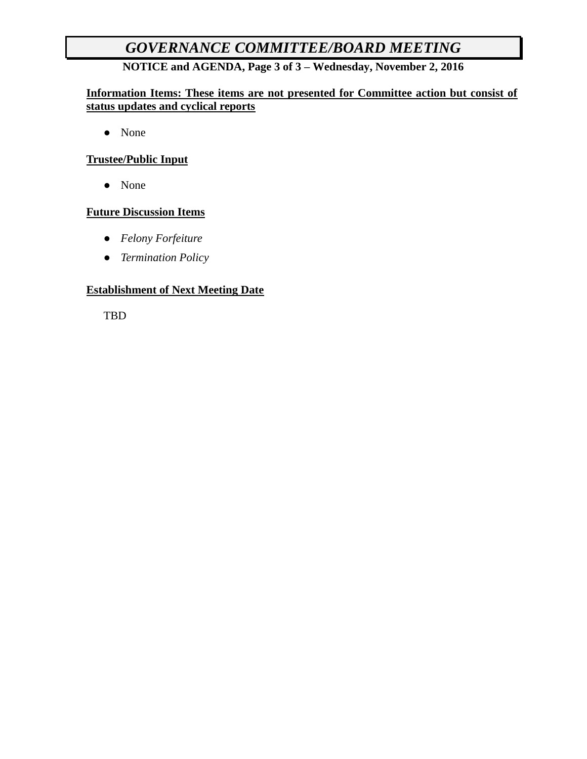**Information Items: These items are not presented for Committee action but consist of status updates and cyclical reports**

- None

**Trustee/Public Input**

- None

**Future Discussion Items**

- *Felony Forfeiture*
- *Termination Policy*

**Establishment of Next Meeting Date**

TBD